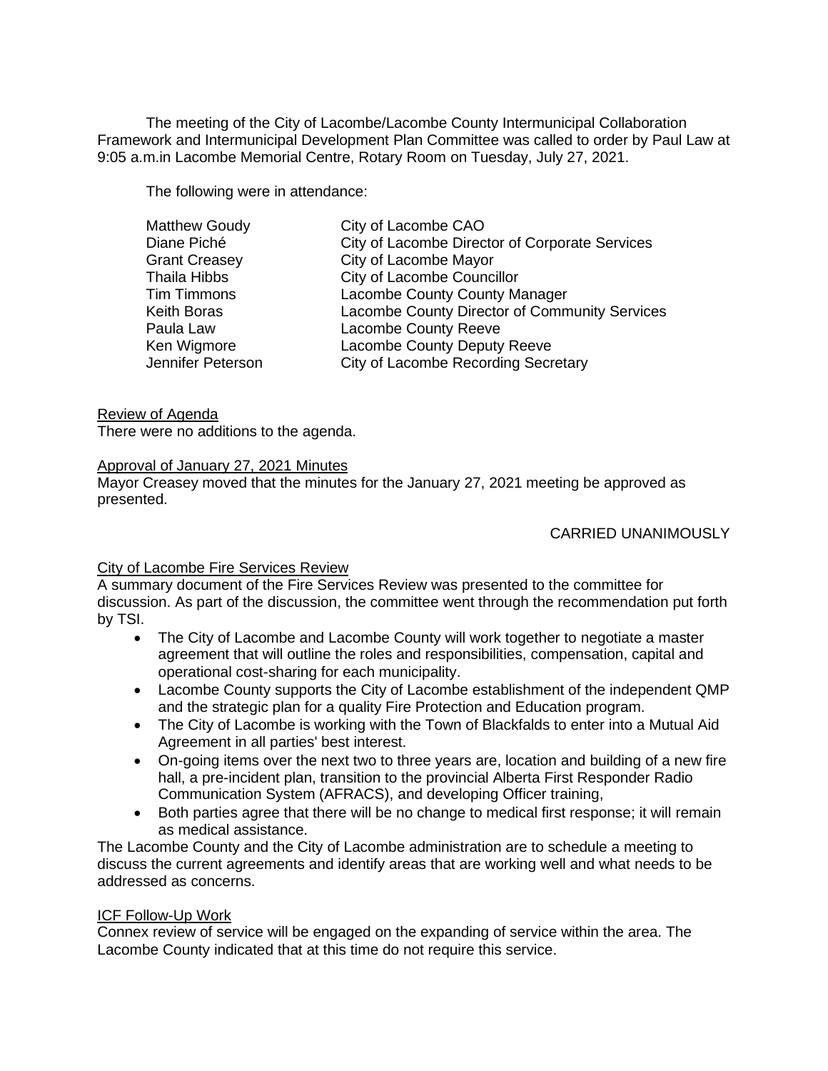The meeting of the City of Lacombe/Lacombe County Intermunicipal Collaboration Framework and Intermunicipal Development Plan Committee was called to order by Paul Law at 9:05 a.m.in Lacombe Memorial Centre, Rotary Room on Tuesday, July 27, 2021.

The following were in attendance:

| | |
|---|---|
| Matthew Goudy | City of Lacombe CAO |
| Diane Piché | City of Lacombe Director of Corporate Services |
| Grant Creasey | City of Lacombe Mayor |
| Thaila Hibbs | City of Lacombe Councillor |
| Tim Timmons | Lacombe County County Manager |
| Keith Boras | Lacombe County Director of Community Services |
| Paula Law | Lacombe County Reeve |
| Ken Wigmore | Lacombe County Deputy Reeve |
| Jennifer Peterson | City of Lacombe Recording Secretary |

<u>Review of Agenda</u>
There were no additions to the agenda.

<u>Approval of January 27, 2021 Minutes</u>
Mayor Creasey moved that the minutes for the January 27, 2021 meeting be approved as presented.

CARRIED UNANIMOUSLY

<u>City of Lacombe Fire Services Review</u>
A summary document of the Fire Services Review was presented to the committee for discussion. As part of the discussion, the committee went through the recommendation put forth by TSI.

- The City of Lacombe and Lacombe County will work together to negotiate a master agreement that will outline the roles and responsibilities, compensation, capital and operational cost-sharing for each municipality.
- Lacombe County supports the City of Lacombe establishment of the independent QMP and the strategic plan for a quality Fire Protection and Education program.
- The City of Lacombe is working with the Town of Blackfalds to enter into a Mutual Aid Agreement in all parties' best interest.
- On-going items over the next two to three years are, location and building of a new fire hall, a pre-incident plan, transition to the provincial Alberta First Responder Radio Communication System (AFRACS), and developing Officer training,
- Both parties agree that there will be no change to medical first response; it will remain as medical assistance.

The Lacombe County and the City of Lacombe administration are to schedule a meeting to discuss the current agreements and identify areas that are working well and what needs to be addressed as concerns.

<u>ICF Follow-Up Work</u>
Connex review of service will be engaged on the expanding of service within the area. The Lacombe County indicated that at this time do not require this service.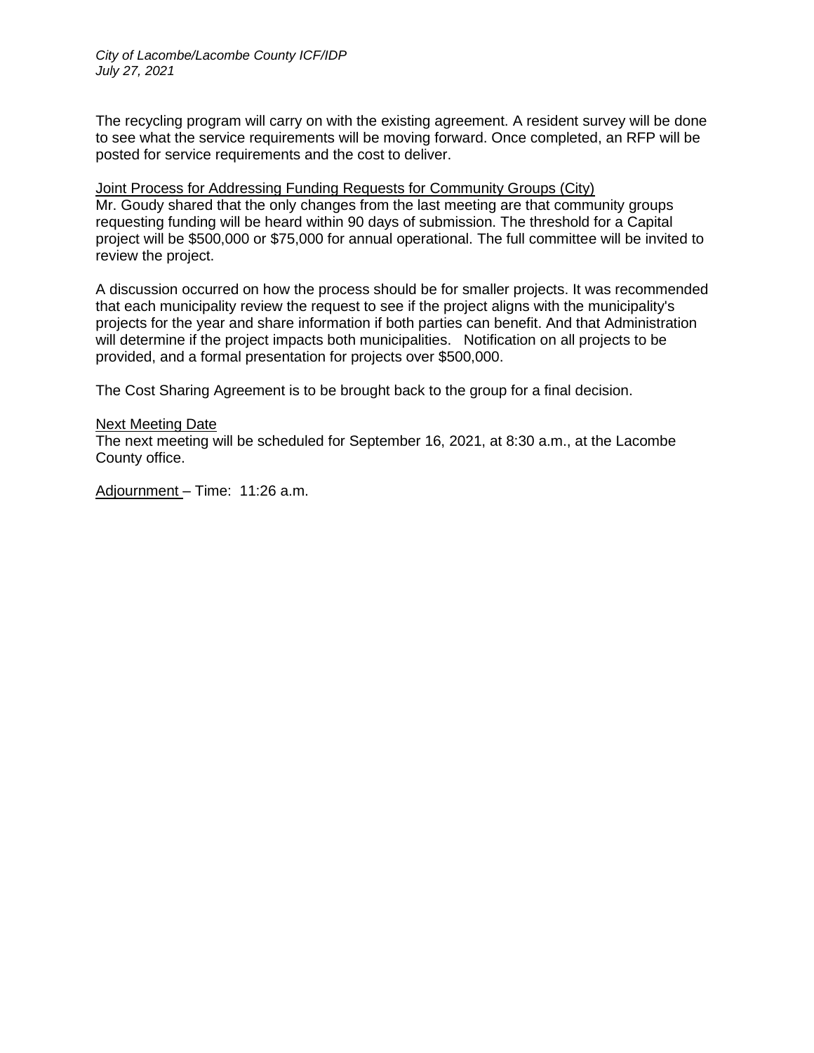The recycling program will carry on with the existing agreement. A resident survey will be done to see what the service requirements will be moving forward. Once completed, an RFP will be posted for service requirements and the cost to deliver.

Joint Process for Addressing Funding Requests for Community Groups (City)
Mr. Goudy shared that the only changes from the last meeting are that community groups requesting funding will be heard within 90 days of submission. The threshold for a Capital project will be $500,000 or $75,000 for annual operational. The full committee will be invited to review the project.

A discussion occurred on how the process should be for smaller projects. It was recommended that each municipality review the request to see if the project aligns with the municipality's projects for the year and share information if both parties can benefit. And that Administration will determine if the project impacts both municipalities. Notification on all projects to be provided, and a formal presentation for projects over $500,000.

The Cost Sharing Agreement is to be brought back to the group for a final decision.

Next Meeting Date
The next meeting will be scheduled for September 16, 2021, at 8:30 a.m., at the Lacombe County office.

Adjournment – Time: 11:26 a.m.